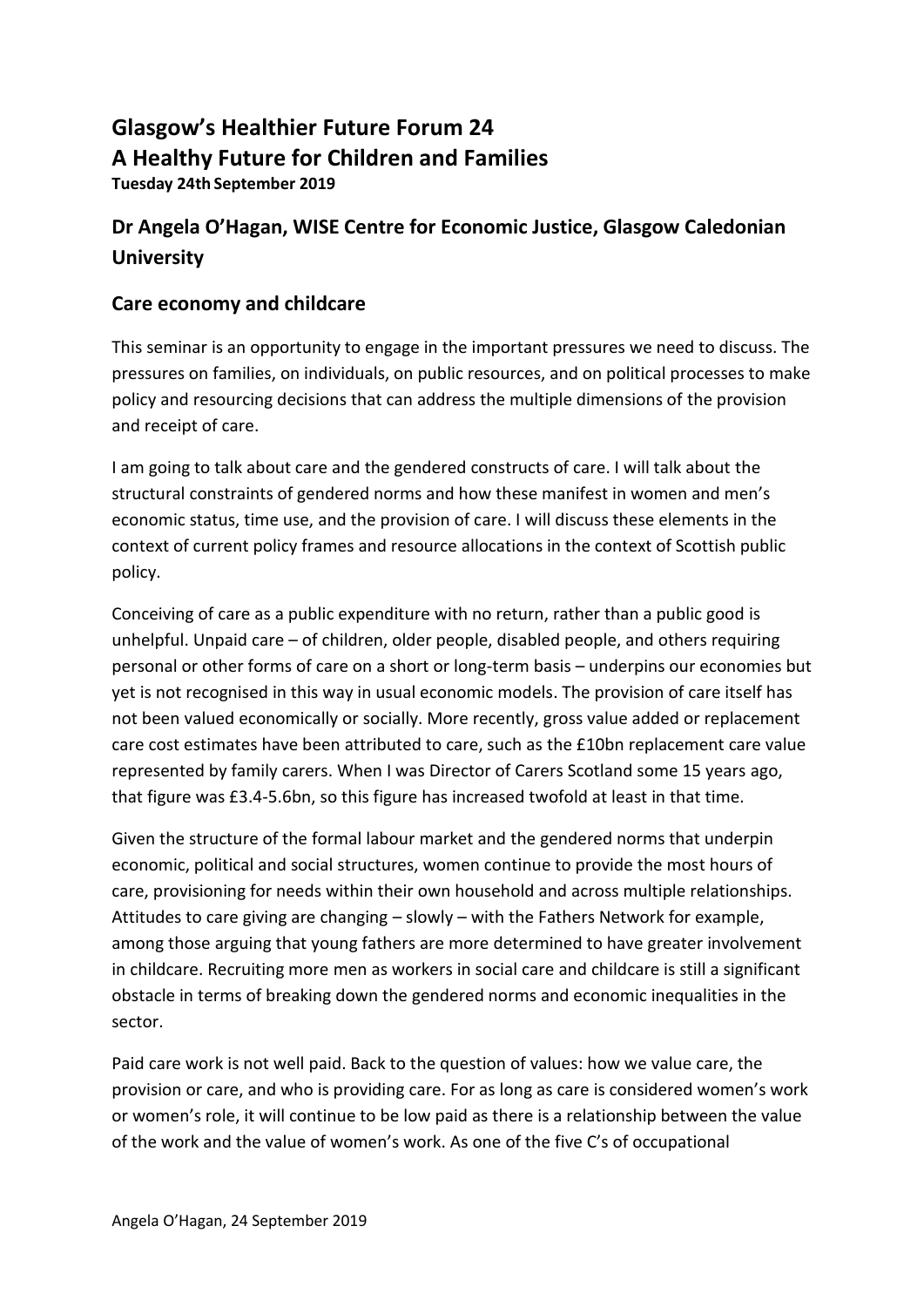# Glasgow's Healthier Future Forum 24
# A Healthy Future for Children and Families

**Tuesday 24th September 2019**

## Dr Angela O'Hagan, WISE Centre for Economic Justice, Glasgow Caledonian University

## Care economy and childcare

This seminar is an opportunity to engage in the important pressures we need to discuss. The pressures on families, on individuals, on public resources, and on political processes to make policy and resourcing decisions that can address the multiple dimensions of the provision and receipt of care.

I am going to talk about care and the gendered constructs of care. I will talk about the structural constraints of gendered norms and how these manifest in women and men's economic status, time use, and the provision of care. I will discuss these elements in the context of current policy frames and resource allocations in the context of Scottish public policy.

Conceiving of care as a public expenditure with no return, rather than a public good is unhelpful. Unpaid care – of children, older people, disabled people, and others requiring personal or other forms of care on a short or long-term basis – underpins our economies but yet is not recognised in this way in usual economic models. The provision of care itself has not been valued economically or socially. More recently, gross value added or replacement care cost estimates have been attributed to care, such as the £10bn replacement care value represented by family carers. When I was Director of Carers Scotland some 15 years ago, that figure was £3.4-5.6bn, so this figure has increased twofold at least in that time.

Given the structure of the formal labour market and the gendered norms that underpin economic, political and social structures, women continue to provide the most hours of care, provisioning for needs within their own household and across multiple relationships. Attitudes to care giving are changing – slowly – with the Fathers Network for example, among those arguing that young fathers are more determined to have greater involvement in childcare. Recruiting more men as workers in social care and childcare is still a significant obstacle in terms of breaking down the gendered norms and economic inequalities in the sector.

Paid care work is not well paid. Back to the question of values: how we value care, the provision or care, and who is providing care. For as long as care is considered women's work or women's role, it will continue to be low paid as there is a relationship between the value of the work and the value of women's work. As one of the five C's of occupational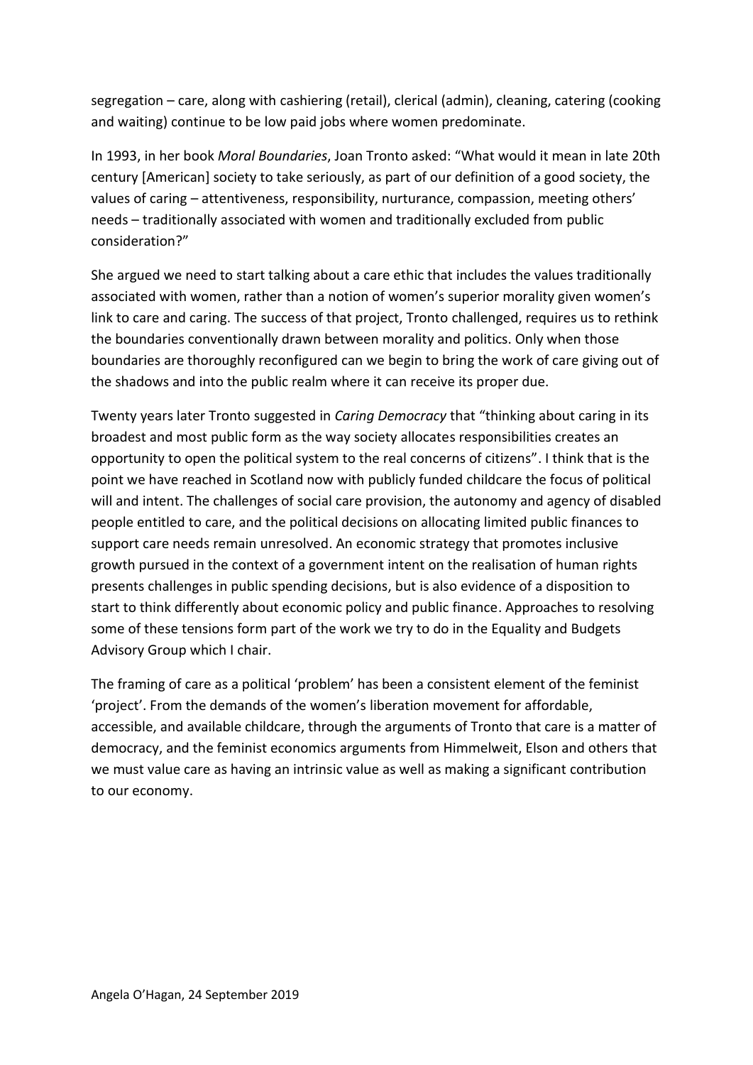segregation – care, along with cashiering (retail), clerical (admin), cleaning, catering (cooking and waiting) continue to be low paid jobs where women predominate.

In 1993, in her book *Moral Boundaries*, Joan Tronto asked: "What would it mean in late 20th century [American] society to take seriously, as part of our definition of a good society, the values of caring – attentiveness, responsibility, nurturance, compassion, meeting others' needs – traditionally associated with women and traditionally excluded from public consideration?"

She argued we need to start talking about a care ethic that includes the values traditionally associated with women, rather than a notion of women's superior morality given women's link to care and caring. The success of that project, Tronto challenged, requires us to rethink the boundaries conventionally drawn between morality and politics. Only when those boundaries are thoroughly reconfigured can we begin to bring the work of care giving out of the shadows and into the public realm where it can receive its proper due.

Twenty years later Tronto suggested in *Caring Democracy* that "thinking about caring in its broadest and most public form as the way society allocates responsibilities creates an opportunity to open the political system to the real concerns of citizens". I think that is the point we have reached in Scotland now with publicly funded childcare the focus of political will and intent. The challenges of social care provision, the autonomy and agency of disabled people entitled to care, and the political decisions on allocating limited public finances to support care needs remain unresolved. An economic strategy that promotes inclusive growth pursued in the context of a government intent on the realisation of human rights presents challenges in public spending decisions, but is also evidence of a disposition to start to think differently about economic policy and public finance. Approaches to resolving some of these tensions form part of the work we try to do in the Equality and Budgets Advisory Group which I chair.

The framing of care as a political 'problem' has been a consistent element of the feminist 'project'. From the demands of the women's liberation movement for affordable, accessible, and available childcare, through the arguments of Tronto that care is a matter of democracy, and the feminist economics arguments from Himmelweit, Elson and others that we must value care as having an intrinsic value as well as making a significant contribution to our economy.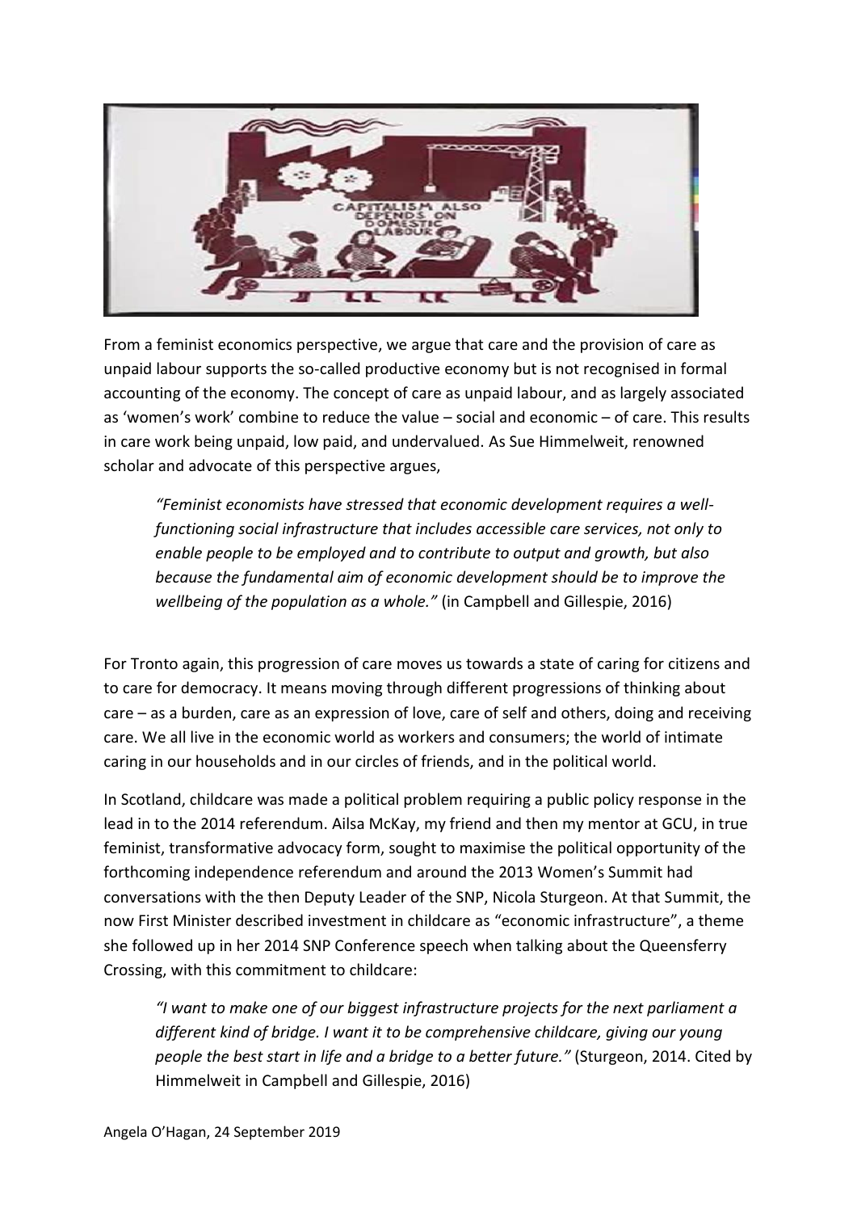From a feminist economics perspective, we argue that care and the provision of care as unpaid labour supports the so-called productive economy but is not recognised in formal accounting of the economy. The concept of care as unpaid labour, and as largely associated as 'women's work' combine to reduce the value – social and economic – of care. This results in care work being unpaid, low paid, and undervalued. As Sue Himmelweit, renowned scholar and advocate of this perspective argues,

> *"Feminist economists have stressed that economic development requires a well-functioning social infrastructure that includes accessible care services, not only to enable people to be employed and to contribute to output and growth, but also because the fundamental aim of economic development should be to improve the wellbeing of the population as a whole."* (in Campbell and Gillespie, 2016)

For Tronto again, this progression of care moves us towards a state of caring for citizens and to care for democracy. It means moving through different progressions of thinking about care – as a burden, care as an expression of love, care of self and others, doing and receiving care. We all live in the economic world as workers and consumers; the world of intimate caring in our households and in our circles of friends, and in the political world.

In Scotland, childcare was made a political problem requiring a public policy response in the lead in to the 2014 referendum. Ailsa McKay, my friend and then my mentor at GCU, in true feminist, transformative advocacy form, sought to maximise the political opportunity of the forthcoming independence referendum and around the 2013 Women's Summit had conversations with the then Deputy Leader of the SNP, Nicola Sturgeon. At that Summit, the now First Minister described investment in childcare as "economic infrastructure", a theme she followed up in her 2014 SNP Conference speech when talking about the Queensferry Crossing, with this commitment to childcare:

> *"I want to make one of our biggest infrastructure projects for the next parliament a different kind of bridge. I want it to be comprehensive childcare, giving our young people the best start in life and a bridge to a better future."* (Sturgeon, 2014. Cited by Himmelweit in Campbell and Gillespie, 2016)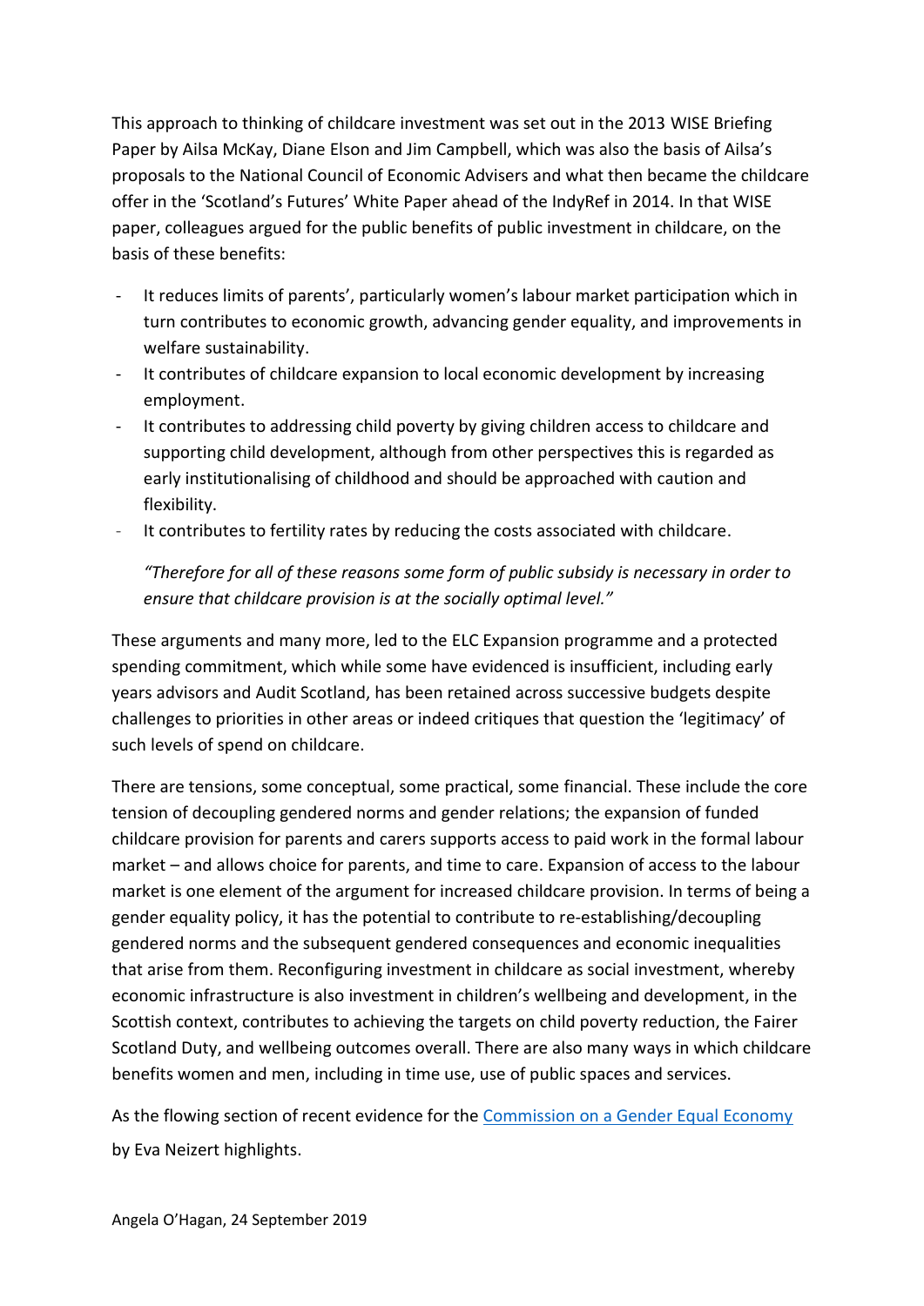This approach to thinking of childcare investment was set out in the 2013 WISE Briefing Paper by Ailsa McKay, Diane Elson and Jim Campbell, which was also the basis of Ailsa's proposals to the National Council of Economic Advisers and what then became the childcare offer in the 'Scotland's Futures' White Paper ahead of the IndyRef in 2014. In that WISE paper, colleagues argued for the public benefits of public investment in childcare, on the basis of these benefits:

- It reduces limits of parents', particularly women's labour market participation which in turn contributes to economic growth, advancing gender equality, and improvements in welfare sustainability.
- It contributes of childcare expansion to local economic development by increasing employment.
- It contributes to addressing child poverty by giving children access to childcare and supporting child development, although from other perspectives this is regarded as early institutionalising of childhood and should be approached with caution and flexibility.
- It contributes to fertility rates by reducing the costs associated with childcare.

*"Therefore for all of these reasons some form of public subsidy is necessary in order to ensure that childcare provision is at the socially optimal level."*

These arguments and many more, led to the ELC Expansion programme and a protected spending commitment, which while some have evidenced is insufficient, including early years advisors and Audit Scotland, has been retained across successive budgets despite challenges to priorities in other areas or indeed critiques that question the 'legitimacy' of such levels of spend on childcare.

There are tensions, some conceptual, some practical, some financial. These include the core tension of decoupling gendered norms and gender relations; the expansion of funded childcare provision for parents and carers supports access to paid work in the formal labour market – and allows choice for parents, and time to care. Expansion of access to the labour market is one element of the argument for increased childcare provision. In terms of being a gender equality policy, it has the potential to contribute to re-establishing/decoupling gendered norms and the subsequent gendered consequences and economic inequalities that arise from them. Reconfiguring investment in childcare as social investment, whereby economic infrastructure is also investment in children's wellbeing and development, in the Scottish context, contributes to achieving the targets on child poverty reduction, the Fairer Scotland Duty, and wellbeing outcomes overall. There are also many ways in which childcare benefits women and men, including in time use, use of public spaces and services.

As the flowing section of recent evidence for the [Commission on a Gender Equal Economy] by Eva Neizert highlights.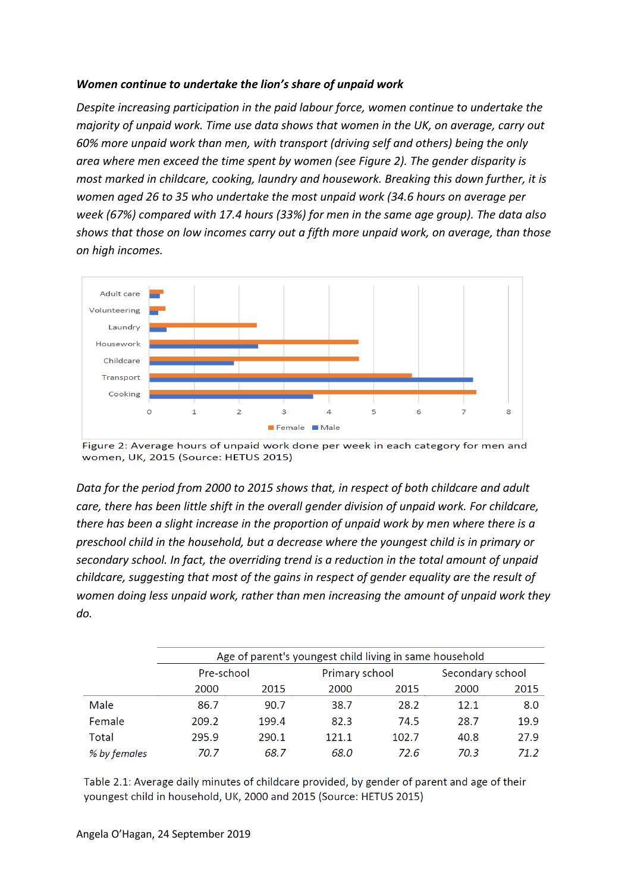***Women continue to undertake the lion's share of unpaid work***

*Despite increasing participation in the paid labour force, women continue to undertake the majority of unpaid work. Time use data shows that women in the UK, on average, carry out 60% more unpaid work than men, with transport (driving self and others) being the only area where men exceed the time spent by women (see Figure 2). The gender disparity is most marked in childcare, cooking, laundry and housework. Breaking this down further, it is women aged 26 to 35 who undertake the most unpaid work (34.6 hours on average per week (67%) compared with 17.4 hours (33%) for men in the same age group). The data also shows that those on low incomes carry out a fifth more unpaid work, on average, than those on high incomes.*

Figure 2: Average hours of unpaid work done per week in each category for men and women, UK, 2015 (Source: HETUS 2015)

*Data for the period from 2000 to 2015 shows that, in respect of both childcare and adult care, there has been little shift in the overall gender division of unpaid work. For childcare, there has been a slight increase in the proportion of unpaid work by men where there is a preschool child in the household, but a decrease where the youngest child is in primary or secondary school. In fact, the overriding trend is a reduction in the total amount of unpaid childcare, suggesting that most of the gains in respect of gender equality are the result of women doing less unpaid work, rather than men increasing the amount of unpaid work they do.*

| | Age of parent's youngest child living in same household | | | | | |
|---|---|---|---|---|---|---|
| | Pre-school | | Primary school | | Secondary school | |
| | 2000 | 2015 | 2000 | 2015 | 2000 | 2015 |
| Male | 86.7 | 90.7 | 38.7 | 28.2 | 12.1 | 8.0 |
| Female | 209.2 | 199.4 | 82.3 | 74.5 | 28.7 | 19.9 |
| Total | 295.9 | 290.1 | 121.1 | 102.7 | 40.8 | 27.9 |
| *% by females* | *70.7* | *68.7* | *68.0* | *72.6* | *70.3* | *71.2* |

Table 2.1: Average daily minutes of childcare provided, by gender of parent and age of their youngest child in household, UK, 2000 and 2015 (Source: HETUS 2015)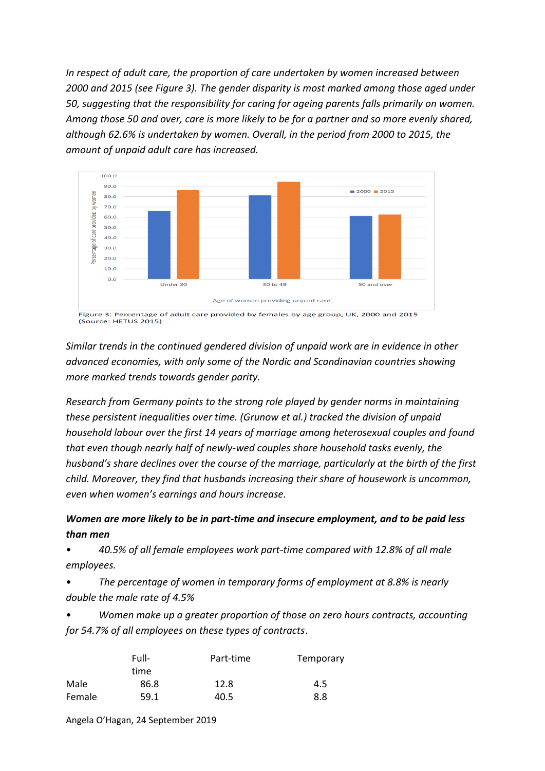*In respect of adult care, the proportion of care undertaken by women increased between 2000 and 2015 (see Figure 3). The gender disparity is most marked among those aged under 50, suggesting that the responsibility for caring for ageing parents falls primarily on women. Among those 50 and over, care is more likely to be for a partner and so more evenly shared, although 62.6% is undertaken by women. Overall, in the period from 2000 to 2015, the amount of unpaid adult care has increased.*

Figure 3: Percentage of adult care provided by females by age group, UK, 2000 and 2015 (Source: HETUS 2015)

*Similar trends in the continued gendered division of unpaid work are in evidence in other advanced economies, with only some of the Nordic and Scandinavian countries showing more marked trends towards gender parity.*

*Research from Germany points to the strong role played by gender norms in maintaining these persistent inequalities over time. (Grunow et al.) tracked the division of unpaid household labour over the first 14 years of marriage among heterosexual couples and found that even though nearly half of newly-wed couples share household tasks evenly, the husband's share declines over the course of the marriage, particularly at the birth of the first child. Moreover, they find that husbands increasing their share of housework is uncommon, even when women's earnings and hours increase.*

***Women are more likely to be in part-time and insecure employment, and to be paid less than men***

- *40.5% of all female employees work part-time compared with 12.8% of all male employees.*
- *The percentage of women in temporary forms of employment at 8.8% is nearly double the male rate of 4.5%*
- *Women make up a greater proportion of those on zero hours contracts, accounting for 54.7% of all employees on these types of contracts*.

| | Full-time | Part-time | Temporary |
|---|---|---|---|
| Male | 86.8 | 12.8 | 4.5 |
| Female | 59.1 | 40.5 | 8.8 |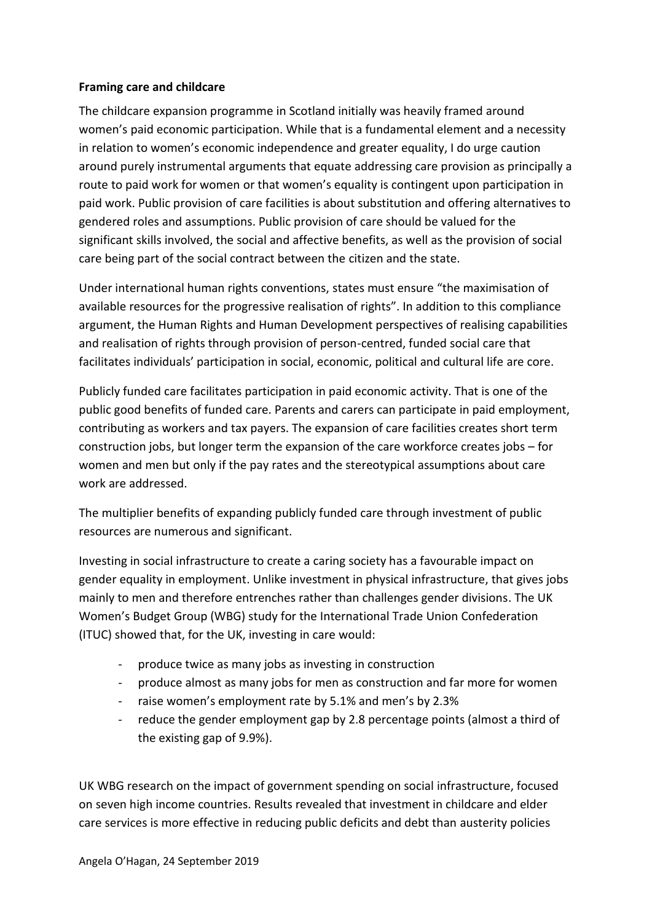**Framing care and childcare**

The childcare expansion programme in Scotland initially was heavily framed around women's paid economic participation. While that is a fundamental element and a necessity in relation to women's economic independence and greater equality, I do urge caution around purely instrumental arguments that equate addressing care provision as principally a route to paid work for women or that women's equality is contingent upon participation in paid work. Public provision of care facilities is about substitution and offering alternatives to gendered roles and assumptions. Public provision of care should be valued for the significant skills involved, the social and affective benefits, as well as the provision of social care being part of the social contract between the citizen and the state.

Under international human rights conventions, states must ensure "the maximisation of available resources for the progressive realisation of rights". In addition to this compliance argument, the Human Rights and Human Development perspectives of realising capabilities and realisation of rights through provision of person-centred, funded social care that facilitates individuals' participation in social, economic, political and cultural life are core.

Publicly funded care facilitates participation in paid economic activity. That is one of the public good benefits of funded care. Parents and carers can participate in paid employment, contributing as workers and tax payers. The expansion of care facilities creates short term construction jobs, but longer term the expansion of the care workforce creates jobs – for women and men but only if the pay rates and the stereotypical assumptions about care work are addressed.

The multiplier benefits of expanding publicly funded care through investment of public resources are numerous and significant.

Investing in social infrastructure to create a caring society has a favourable impact on gender equality in employment. Unlike investment in physical infrastructure, that gives jobs mainly to men and therefore entrenches rather than challenges gender divisions. The UK Women's Budget Group (WBG) study for the International Trade Union Confederation (ITUC) showed that, for the UK, investing in care would:

- produce twice as many jobs as investing in construction
- produce almost as many jobs for men as construction and far more for women
- raise women's employment rate by 5.1% and men's by 2.3%
- reduce the gender employment gap by 2.8 percentage points (almost a third of the existing gap of 9.9%).

UK WBG research on the impact of government spending on social infrastructure, focused on seven high income countries. Results revealed that investment in childcare and elder care services is more effective in reducing public deficits and debt than austerity policies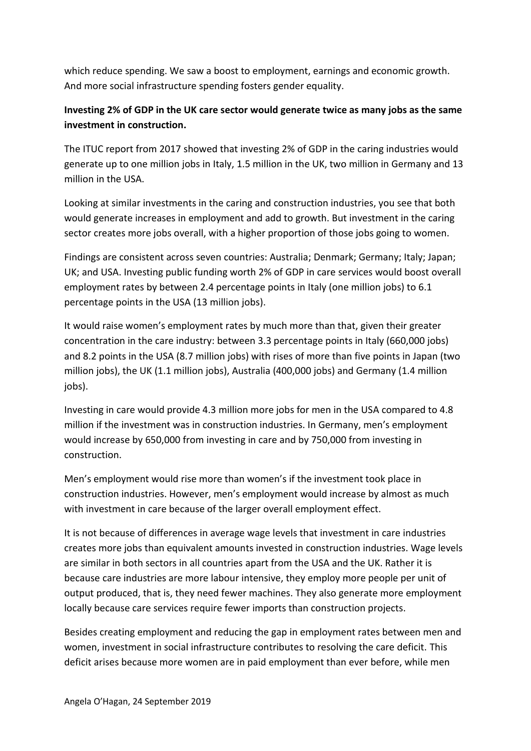which reduce spending. We saw a boost to employment, earnings and economic growth. And more social infrastructure spending fosters gender equality.

**Investing 2% of GDP in the UK care sector would generate twice as many jobs as the same investment in construction.**

The ITUC report from 2017 showed that investing 2% of GDP in the caring industries would generate up to one million jobs in Italy, 1.5 million in the UK, two million in Germany and 13 million in the USA.

Looking at similar investments in the caring and construction industries, you see that both would generate increases in employment and add to growth. But investment in the caring sector creates more jobs overall, with a higher proportion of those jobs going to women.

Findings are consistent across seven countries: Australia; Denmark; Germany; Italy; Japan; UK; and USA. Investing public funding worth 2% of GDP in care services would boost overall employment rates by between 2.4 percentage points in Italy (one million jobs) to 6.1 percentage points in the USA (13 million jobs).

It would raise women's employment rates by much more than that, given their greater concentration in the care industry: between 3.3 percentage points in Italy (660,000 jobs) and 8.2 points in the USA (8.7 million jobs) with rises of more than five points in Japan (two million jobs), the UK (1.1 million jobs), Australia (400,000 jobs) and Germany (1.4 million jobs).

Investing in care would provide 4.3 million more jobs for men in the USA compared to 4.8 million if the investment was in construction industries. In Germany, men's employment would increase by 650,000 from investing in care and by 750,000 from investing in construction.

Men's employment would rise more than women's if the investment took place in construction industries. However, men's employment would increase by almost as much with investment in care because of the larger overall employment effect.

It is not because of differences in average wage levels that investment in care industries creates more jobs than equivalent amounts invested in construction industries. Wage levels are similar in both sectors in all countries apart from the USA and the UK. Rather it is because care industries are more labour intensive, they employ more people per unit of output produced, that is, they need fewer machines. They also generate more employment locally because care services require fewer imports than construction projects.

Besides creating employment and reducing the gap in employment rates between men and women, investment in social infrastructure contributes to resolving the care deficit. This deficit arises because more women are in paid employment than ever before, while men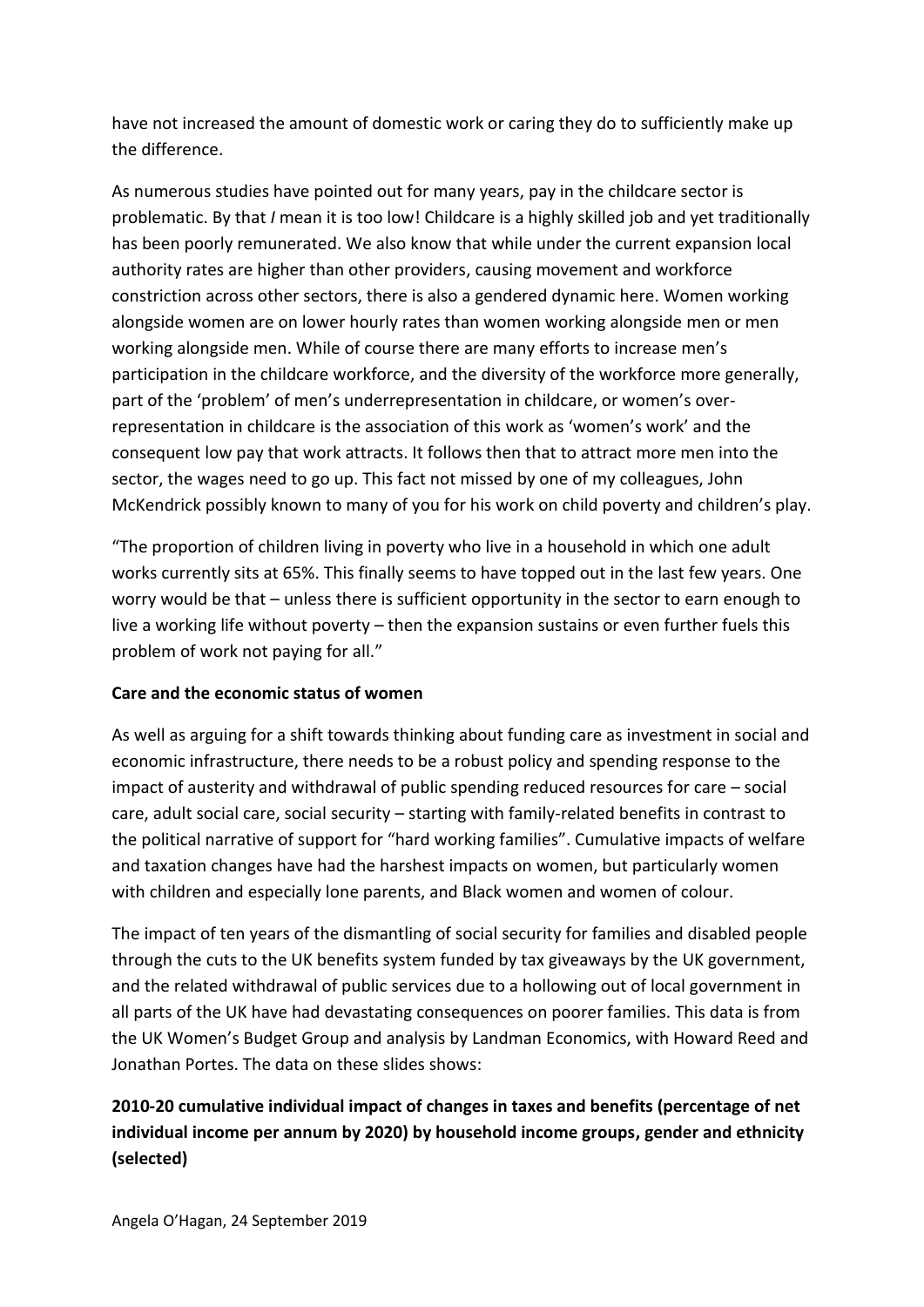have not increased the amount of domestic work or caring they do to sufficiently make up the difference.

As numerous studies have pointed out for many years, pay in the childcare sector is problematic. By that *I* mean it is too low! Childcare is a highly skilled job and yet traditionally has been poorly remunerated. We also know that while under the current expansion local authority rates are higher than other providers, causing movement and workforce constriction across other sectors, there is also a gendered dynamic here. Women working alongside women are on lower hourly rates than women working alongside men or men working alongside men. While of course there are many efforts to increase men's participation in the childcare workforce, and the diversity of the workforce more generally, part of the 'problem' of men's underrepresentation in childcare, or women's over-representation in childcare is the association of this work as 'women's work' and the consequent low pay that work attracts. It follows then that to attract more men into the sector, the wages need to go up. This fact not missed by one of my colleagues, John McKendrick possibly known to many of you for his work on child poverty and children's play.

"The proportion of children living in poverty who live in a household in which one adult works currently sits at 65%. This finally seems to have topped out in the last few years. One worry would be that – unless there is sufficient opportunity in the sector to earn enough to live a working life without poverty – then the expansion sustains or even further fuels this problem of work not paying for all."

**Care and the economic status of women**

As well as arguing for a shift towards thinking about funding care as investment in social and economic infrastructure, there needs to be a robust policy and spending response to the impact of austerity and withdrawal of public spending reduced resources for care – social care, adult social care, social security – starting with family-related benefits in contrast to the political narrative of support for "hard working families". Cumulative impacts of welfare and taxation changes have had the harshest impacts on women, but particularly women with children and especially lone parents, and Black women and women of colour.

The impact of ten years of the dismantling of social security for families and disabled people through the cuts to the UK benefits system funded by tax giveaways by the UK government, and the related withdrawal of public services due to a hollowing out of local government in all parts of the UK have had devastating consequences on poorer families. This data is from the UK Women's Budget Group and analysis by Landman Economics, with Howard Reed and Jonathan Portes. The data on these slides shows:

**2010-20 cumulative individual impact of changes in taxes and benefits (percentage of net individual income per annum by 2020) by household income groups, gender and ethnicity (selected)**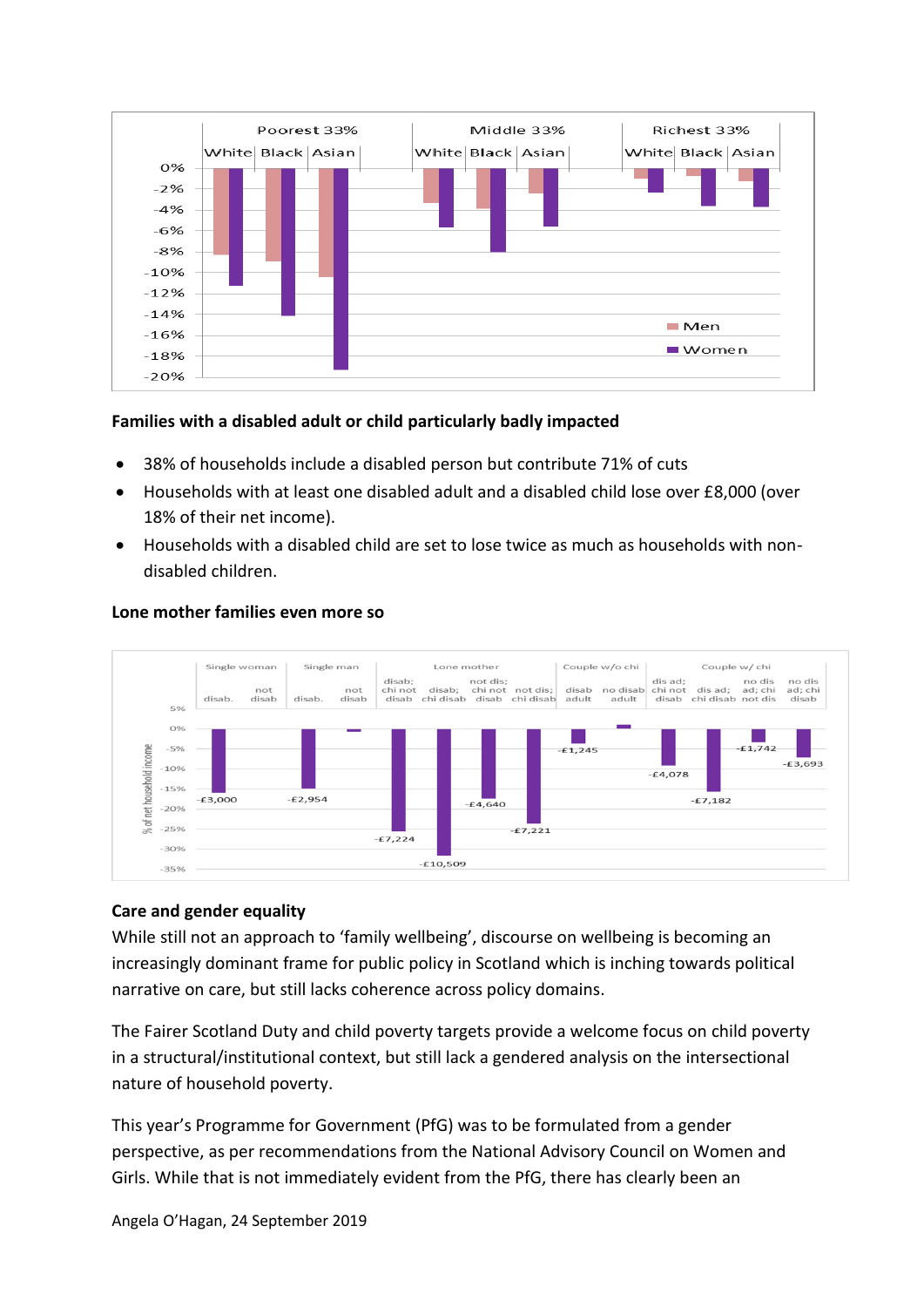**Families with a disabled adult or child particularly badly impacted**

- 38% of households include a disabled person but contribute 71% of cuts
- Households with at least one disabled adult and a disabled child lose over £8,000 (over 18% of their net income).
- Households with a disabled child are set to lose twice as much as households with non-disabled children.

**Lone mother families even more so**

**Care and gender equality**

While still not an approach to 'family wellbeing', discourse on wellbeing is becoming an increasingly dominant frame for public policy in Scotland which is inching towards political narrative on care, but still lacks coherence across policy domains.

The Fairer Scotland Duty and child poverty targets provide a welcome focus on child poverty in a structural/institutional context, but still lack a gendered analysis on the intersectional nature of household poverty.

This year's Programme for Government (PfG) was to be formulated from a gender perspective, as per recommendations from the National Advisory Council on Women and Girls. While that is not immediately evident from the PfG, there has clearly been an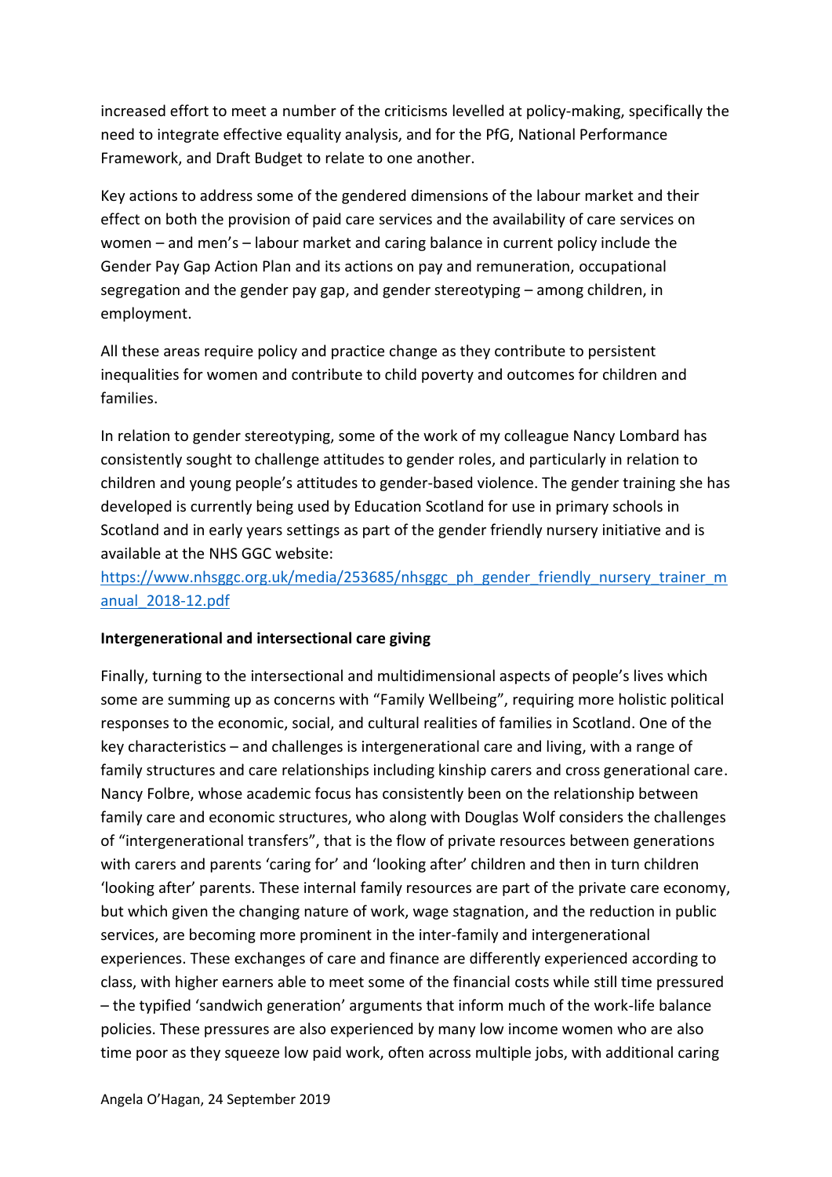increased effort to meet a number of the criticisms levelled at policy-making, specifically the need to integrate effective equality analysis, and for the PfG, National Performance Framework, and Draft Budget to relate to one another.

Key actions to address some of the gendered dimensions of the labour market and their effect on both the provision of paid care services and the availability of care services on women – and men's – labour market and caring balance in current policy include the Gender Pay Gap Action Plan and its actions on pay and remuneration, occupational segregation and the gender pay gap, and gender stereotyping – among children, in employment.

All these areas require policy and practice change as they contribute to persistent inequalities for women and contribute to child poverty and outcomes for children and families.

In relation to gender stereotyping, some of the work of my colleague Nancy Lombard has consistently sought to challenge attitudes to gender roles, and particularly in relation to children and young people's attitudes to gender-based violence. The gender training she has developed is currently being used by Education Scotland for use in primary schools in Scotland and in early years settings as part of the gender friendly nursery initiative and is available at the NHS GGC website:
[https://www.nhsggc.org.uk/media/253685/nhsggc_ph_gender_friendly_nursery_trainer_manual_2018-12.pdf](https://www.nhsggc.org.uk/media/253685/nhsggc_ph_gender_friendly_nursery_trainer_manual_2018-12.pdf)

**Intergenerational and intersectional care giving**

Finally, turning to the intersectional and multidimensional aspects of people's lives which some are summing up as concerns with "Family Wellbeing", requiring more holistic political responses to the economic, social, and cultural realities of families in Scotland. One of the key characteristics – and challenges is intergenerational care and living, with a range of family structures and care relationships including kinship carers and cross generational care. Nancy Folbre, whose academic focus has consistently been on the relationship between family care and economic structures, who along with Douglas Wolf considers the challenges of "intergenerational transfers", that is the flow of private resources between generations with carers and parents 'caring for' and 'looking after' children and then in turn children 'looking after' parents. These internal family resources are part of the private care economy, but which given the changing nature of work, wage stagnation, and the reduction in public services, are becoming more prominent in the inter-family and intergenerational experiences. These exchanges of care and finance are differently experienced according to class, with higher earners able to meet some of the financial costs while still time pressured – the typified 'sandwich generation' arguments that inform much of the work-life balance policies. These pressures are also experienced by many low income women who are also time poor as they squeeze low paid work, often across multiple jobs, with additional caring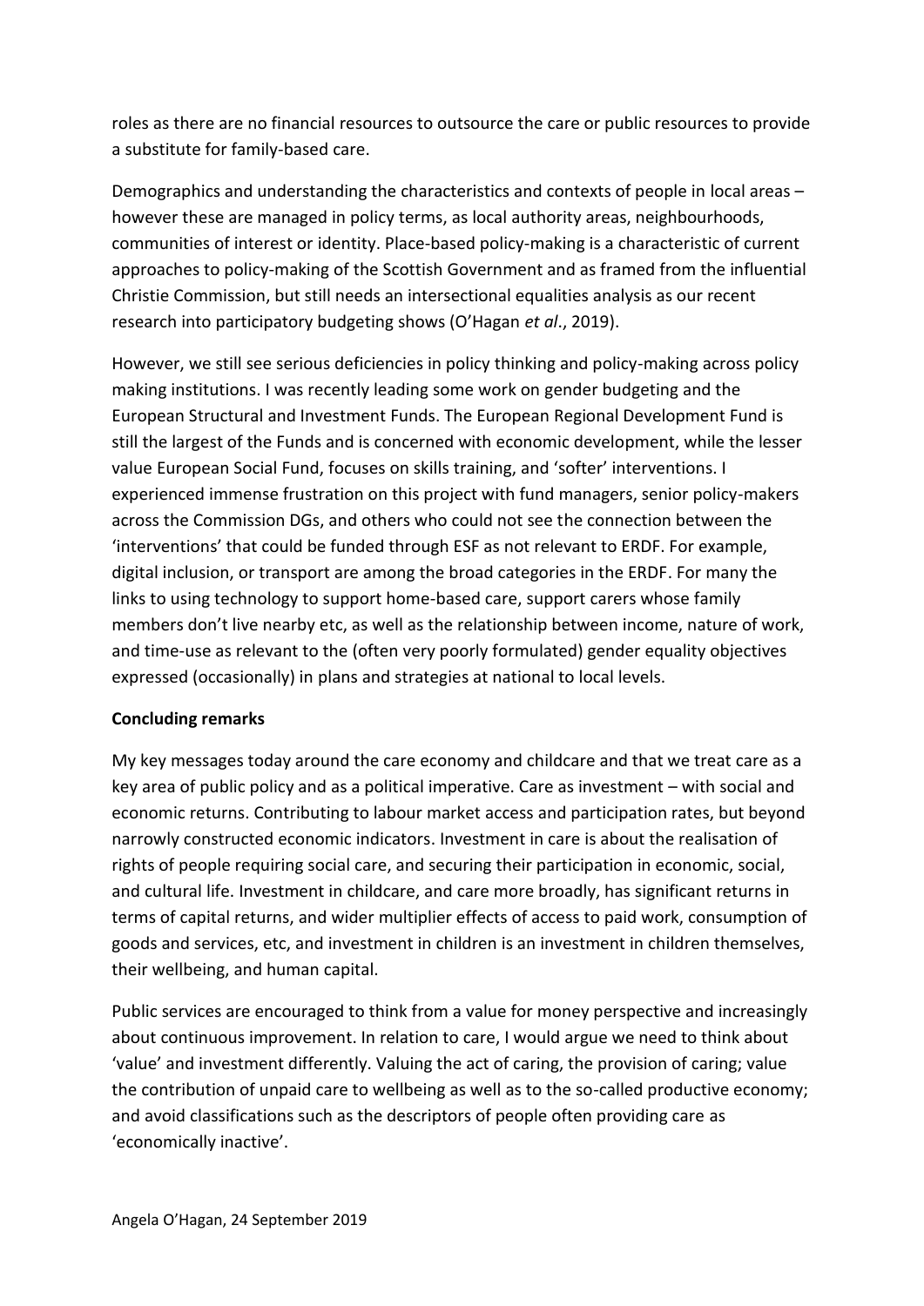roles as there are no financial resources to outsource the care or public resources to provide a substitute for family-based care.

Demographics and understanding the characteristics and contexts of people in local areas – however these are managed in policy terms, as local authority areas, neighbourhoods, communities of interest or identity. Place-based policy-making is a characteristic of current approaches to policy-making of the Scottish Government and as framed from the influential Christie Commission, but still needs an intersectional equalities analysis as our recent research into participatory budgeting shows (O'Hagan *et al*., 2019).

However, we still see serious deficiencies in policy thinking and policy-making across policy making institutions. I was recently leading some work on gender budgeting and the European Structural and Investment Funds. The European Regional Development Fund is still the largest of the Funds and is concerned with economic development, while the lesser value European Social Fund, focuses on skills training, and 'softer' interventions. I experienced immense frustration on this project with fund managers, senior policy-makers across the Commission DGs, and others who could not see the connection between the 'interventions' that could be funded through ESF as not relevant to ERDF. For example, digital inclusion, or transport are among the broad categories in the ERDF. For many the links to using technology to support home-based care, support carers whose family members don't live nearby etc, as well as the relationship between income, nature of work, and time-use as relevant to the (often very poorly formulated) gender equality objectives expressed (occasionally) in plans and strategies at national to local levels.

**Concluding remarks**

My key messages today around the care economy and childcare and that we treat care as a key area of public policy and as a political imperative. Care as investment – with social and economic returns. Contributing to labour market access and participation rates, but beyond narrowly constructed economic indicators. Investment in care is about the realisation of rights of people requiring social care, and securing their participation in economic, social, and cultural life. Investment in childcare, and care more broadly, has significant returns in terms of capital returns, and wider multiplier effects of access to paid work, consumption of goods and services, etc, and investment in children is an investment in children themselves, their wellbeing, and human capital.

Public services are encouraged to think from a value for money perspective and increasingly about continuous improvement. In relation to care, I would argue we need to think about 'value' and investment differently. Valuing the act of caring, the provision of caring; value the contribution of unpaid care to wellbeing as well as to the so-called productive economy; and avoid classifications such as the descriptors of people often providing care as 'economically inactive'.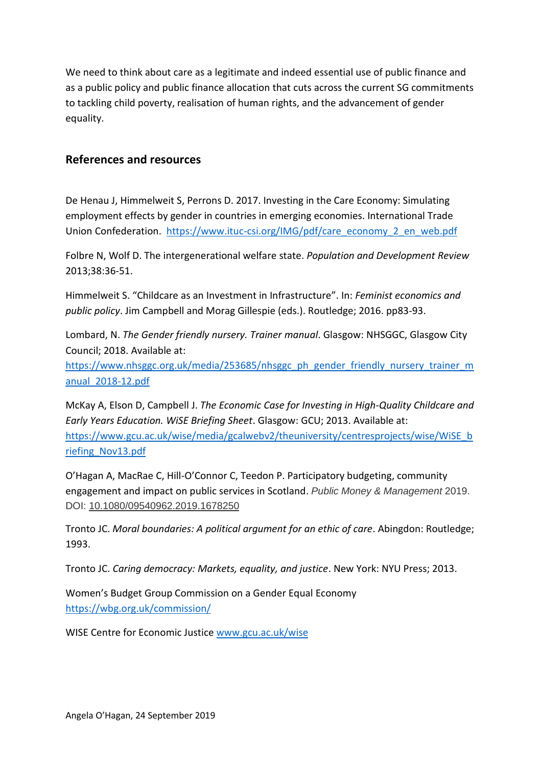We need to think about care as a legitimate and indeed essential use of public finance and as a public policy and public finance allocation that cuts across the current SG commitments to tackling child poverty, realisation of human rights, and the advancement of gender equality.

## References and resources

De Henau J, Himmelweit S, Perrons D. 2017. Investing in the Care Economy: Simulating employment effects by gender in countries in emerging economies. International Trade Union Confederation. https://www.ituc-csi.org/IMG/pdf/care_economy_2_en_web.pdf

Folbre N, Wolf D. The intergenerational welfare state. *Population and Development Review* 2013;38:36-51.

Himmelweit S. "Childcare as an Investment in Infrastructure". In: *Feminist economics and public policy*. Jim Campbell and Morag Gillespie (eds.). Routledge; 2016. pp83-93.

Lombard, N. *The Gender friendly nursery. Trainer manual*. Glasgow: NHSGGC, Glasgow City Council; 2018. Available at: https://www.nhsggc.org.uk/media/253685/nhsggc_ph_gender_friendly_nursery_trainer_manual_2018-12.pdf

McKay A, Elson D, Campbell J. *The Economic Case for Investing in High-Quality Childcare and Early Years Education. WiSE Briefing Sheet*. Glasgow: GCU; 2013. Available at: https://www.gcu.ac.uk/wise/media/gcalwebv2/theuniversity/centresprojects/wise/WiSE_briefing_Nov13.pdf

O'Hagan A, MacRae C, Hill-O'Connor C, Teedon P. Participatory budgeting, community engagement and impact on public services in Scotland. *Public Money & Management* 2019. DOI: 10.1080/09540962.2019.1678250

Tronto JC. *Moral boundaries: A political argument for an ethic of care*. Abingdon: Routledge; 1993.

Tronto JC. *Caring democracy: Markets, equality, and justice*. New York: NYU Press; 2013.

Women's Budget Group Commission on a Gender Equal Economy https://wbg.org.uk/commission/

WISE Centre for Economic Justice www.gcu.ac.uk/wise

Angela O'Hagan, 24 September 2019